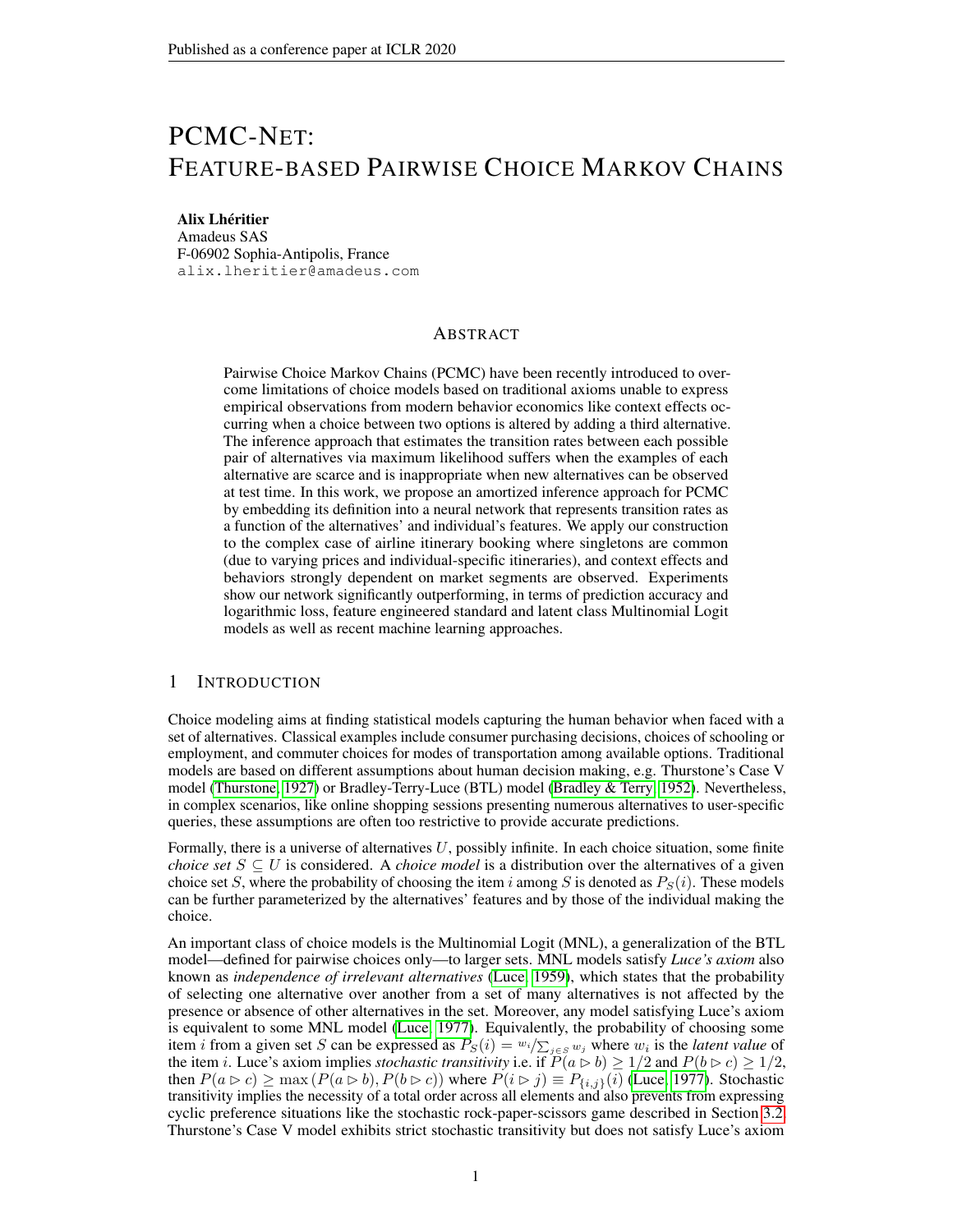# PCMC-NET: FEATURE-BASED PAIRWISE CHOICE MARKOV CHAINS

**Alix Lhéritier**
Amadeus SAS
F-06902 Sophia-Antipolis, France
alix.lheritier@amadeus.com

## ABSTRACT

Pairwise Choice Markov Chains (PCMC) have been recently introduced to overcome limitations of choice models based on traditional axioms unable to express empirical observations from modern behavior economics like context effects occurring when a choice between two options is altered by adding a third alternative. The inference approach that estimates the transition rates between each possible pair of alternatives via maximum likelihood suffers when the examples of each alternative are scarce and is inappropriate when new alternatives can be observed at test time. In this work, we propose an amortized inference approach for PCMC by embedding its definition into a neural network that represents transition rates as a function of the alternatives' and individual's features. We apply our construction to the complex case of airline itinerary booking where singletons are common (due to varying prices and individual-specific itineraries), and context effects and behaviors strongly dependent on market segments are observed. Experiments show our network significantly outperforming, in terms of prediction accuracy and logarithmic loss, feature engineered standard and latent class Multinomial Logit models as well as recent machine learning approaches.

## 1 INTRODUCTION

Choice modeling aims at finding statistical models capturing the human behavior when faced with a set of alternatives. Classical examples include consumer purchasing decisions, choices of schooling or employment, and commuter choices for modes of transportation among available options. Traditional models are based on different assumptions about human decision making, e.g. Thurstone's Case V model (Thurstone, 1927) or Bradley-Terry-Luce (BTL) model (Bradley & Terry, 1952). Nevertheless, in complex scenarios, like online shopping sessions presenting numerous alternatives to user-specific queries, these assumptions are often too restrictive to provide accurate predictions.

Formally, there is a universe of alternatives $U$, possibly infinite. In each choice situation, some finite *choice set* $S \subseteq U$ is considered. A *choice model* is a distribution over the alternatives of a given choice set $S$, where the probability of choosing the item $i$ among $S$ is denoted as $P_S(i)$. These models can be further parameterized by the alternatives' features and by those of the individual making the choice.

An important class of choice models is the Multinomial Logit (MNL), a generalization of the BTL model—defined for pairwise choices only—to larger sets. MNL models satisfy *Luce's axiom* also known as *independence of irrelevant alternatives* (Luce, 1959), which states that the probability of selecting one alternative over another from a set of many alternatives is not affected by the presence or absence of other alternatives in the set. Moreover, any model satisfying Luce's axiom is equivalent to some MNL model (Luce, 1977). Equivalently, the probability of choosing some item $i$ from a given set $S$ can be expressed as $P_S(i) = w_i / \sum_{j \in S} w_j$ where $w_i$ is the *latent value* of the item $i$. Luce's axiom implies *stochastic transitivity* i.e. if $P(a \rhd b) \geq 1/2$ and $P(b \rhd c) \geq 1/2$, then $P(a \rhd c) \geq \max(P(a \rhd b), P(b \rhd c))$ where $P(i \rhd j) \equiv P_{\{i,j\}}(i)$ (Luce, 1977). Stochastic transitivity implies the necessity of a total order across all elements and also prevents from expressing cyclic preference situations like the stochastic rock-paper-scissors game described in Section 3.2. Thurstone's Case V model exhibits strict stochastic transitivity but does not satisfy Luce's axiom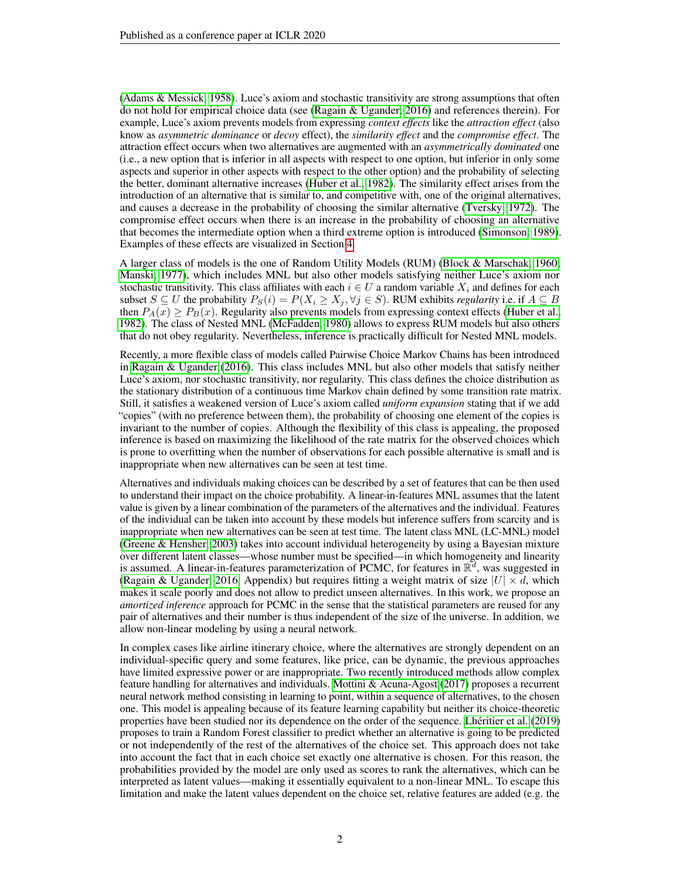(Adams & Messick, 1958). Luce's axiom and stochastic transitivity are strong assumptions that often do not hold for empirical choice data (see (Ragain & Ugander, 2016) and references therein). For example, Luce's axiom prevents models from expressing *context effects* like the *attraction effect* (also know as *asymmetric dominance* or *decoy* effect), the *similarity effect* and the *compromise effect*. The attraction effect occurs when two alternatives are augmented with an *asymmetrically dominated* one (i.e., a new option that is inferior in all aspects with respect to one option, but inferior in only some aspects and superior in other aspects with respect to the other option) and the probability of selecting the better, dominant alternative increases (Huber et al., 1982). The similarity effect arises from the introduction of an alternative that is similar to, and competitive with, one of the original alternatives, and causes a decrease in the probability of choosing the similar alternative (Tversky, 1972). The compromise effect occurs when there is an increase in the probability of choosing an alternative that becomes the intermediate option when a third extreme option is introduced (Simonson, 1989). Examples of these effects are visualized in Section 4.

A larger class of models is the one of Random Utility Models (RUM) (Block & Marschak, 1960; Manski, 1977), which includes MNL but also other models satisfying neither Luce's axiom nor stochastic transitivity. This class affiliates with each $i \in U$ a random variable $X_i$ and defines for each subset $S \subseteq U$ the probability $P_S(i) = P(X_i \geq X_j, \forall j \in S)$. RUM exhibits *regularity* i.e. if $A \subseteq B$ then $P_A(x) \geq P_B(x)$. Regularity also prevents models from expressing context effects (Huber et al., 1982). The class of Nested MNL (McFadden, 1980) allows to express RUM models but also others that do not obey regularity. Nevertheless, inference is practically difficult for Nested MNL models.

Recently, a more flexible class of models called Pairwise Choice Markov Chains has been introduced in Ragain & Ugander (2016). This class includes MNL but also other models that satisfy neither Luce's axiom, nor stochastic transitivity, nor regularity. This class defines the choice distribution as the stationary distribution of a continuous time Markov chain defined by some transition rate matrix. Still, it satisfies a weakened version of Luce's axiom called *uniform expansion* stating that if we add "copies" (with no preference between them), the probability of choosing one element of the copies is invariant to the number of copies. Although the flexibility of this class is appealing, the proposed inference is based on maximizing the likelihood of the rate matrix for the observed choices which is prone to overfitting when the number of observations for each possible alternative is small and is inappropriate when new alternatives can be seen at test time.

Alternatives and individuals making choices can be described by a set of features that can be then used to understand their impact on the choice probability. A linear-in-features MNL assumes that the latent value is given by a linear combination of the parameters of the alternatives and the individual. Features of the individual can be taken into account by these models but inference suffers from scarcity and is inappropriate when new alternatives can be seen at test time. The latent class MNL (LC-MNL) model (Greene & Hensher, 2003) takes into account individual heterogeneity by using a Bayesian mixture over different latent classes—whose number must be specified—in which homogeneity and linearity is assumed. A linear-in-features parameterization of PCMC, for features in $\mathbb{R}^d$, was suggested in (Ragain & Ugander, 2016, Appendix) but requires fitting a weight matrix of size $|U| \times d$, which makes it scale poorly and does not allow to predict unseen alternatives. In this work, we propose an *amortized inference* approach for PCMC in the sense that the statistical parameters are reused for any pair of alternatives and their number is thus independent of the size of the universe. In addition, we allow non-linear modeling by using a neural network.

In complex cases like airline itinerary choice, where the alternatives are strongly dependent on an individual-specific query and some features, like price, can be dynamic, the previous approaches have limited expressive power or are inappropriate. Two recently introduced methods allow complex feature handling for alternatives and individuals. Mottini & Acuna-Agost (2017) proposes a recurrent neural network method consisting in learning to point, within a sequence of alternatives, to the chosen one. This model is appealing because of its feature learning capability but neither its choice-theoretic properties have been studied nor its dependence on the order of the sequence. Lhéritier et al. (2019) proposes to train a Random Forest classifier to predict whether an alternative is going to be predicted or not independently of the rest of the alternatives of the choice set. This approach does not take into account the fact that in each choice set exactly one alternative is chosen. For this reason, the probabilities provided by the model are only used as scores to rank the alternatives, which can be interpreted as latent values—making it essentially equivalent to a non-linear MNL. To escape this limitation and make the latent values dependent on the choice set, relative features are added (e.g. the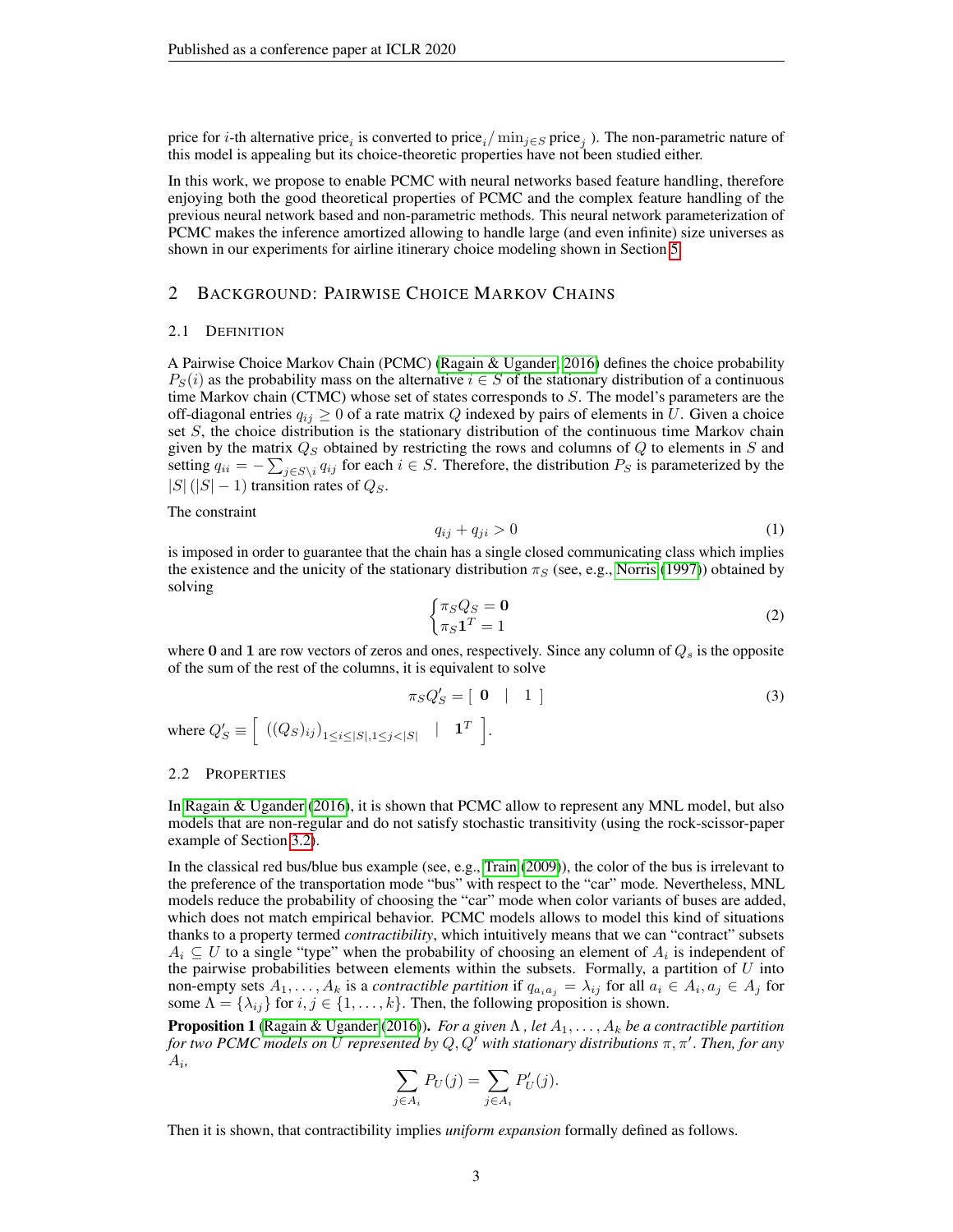price for $i$-th alternative $\text{price}_i$ is converted to $\text{price}_i / \min_{j \in S} \text{price}_j$ ). The non-parametric nature of this model is appealing but its choice-theoretic properties have not been studied either.

In this work, we propose to enable PCMC with neural networks based feature handling, therefore enjoying both the good theoretical properties of PCMC and the complex feature handling of the previous neural network based and non-parametric methods. This neural network parameterization of PCMC makes the inference amortized allowing to handle large (and even infinite) size universes as shown in our experiments for airline itinerary choice modeling shown in Section 5.

## 2 Background: Pairwise Choice Markov Chains

### 2.1 Definition

A Pairwise Choice Markov Chain (PCMC) (Ragain & Ugander, 2016) defines the choice probability $P_S(i)$ as the probability mass on the alternative $i \in S$ of the stationary distribution of a continuous time Markov chain (CTMC) whose set of states corresponds to $S$. The model's parameters are the off-diagonal entries $q_{ij} \geq 0$ of a rate matrix $Q$ indexed by pairs of elements in $U$. Given a choice set $S$, the choice distribution is the stationary distribution of the continuous time Markov chain given by the matrix $Q_S$ obtained by restricting the rows and columns of $Q$ to elements in $S$ and setting $q_{ii} = -\sum_{j \in S \setminus i} q_{ij}$ for each $i \in S$. Therefore, the distribution $P_S$ is parameterized by the $|S|\,(|S|-1)$ transition rates of $Q_S$.

The constraint

$$q_{ij} + q_{ji} > 0 \tag{1}$$

is imposed in order to guarantee that the chain has a single closed communicating class which implies the existence and the unicity of the stationary distribution $\pi_S$ (see, e.g., Norris (1997)) obtained by solving

$$\begin{cases} \pi_S Q_S = \mathbf{0} \\ \pi_S \mathbf{1}^T = 1 \end{cases} \tag{2}$$

where $\mathbf{0}$ and $\mathbf{1}$ are row vectors of zeros and ones, respectively. Since any column of $Q_s$ is the opposite of the sum of the rest of the columns, it is equivalent to solve

$$\pi_S Q'_S = [\ \mathbf{0} \quad | \quad 1\ ] \tag{3}$$

where $Q'_S \equiv \left[\ ((Q_S)_{ij})_{1 \leq i \leq |S|, 1 \leq j < |S|} \quad | \quad \mathbf{1}^T\ \right]$.

### 2.2 Properties

In Ragain & Ugander (2016), it is shown that PCMC allow to represent any MNL model, but also models that are non-regular and do not satisfy stochastic transitivity (using the rock-scissor-paper example of Section 3.2).

In the classical red bus/blue bus example (see, e.g., Train (2009)), the color of the bus is irrelevant to the preference of the transportation mode "bus" with respect to the "car" mode. Nevertheless, MNL models reduce the probability of choosing the "car" mode when color variants of buses are added, which does not match empirical behavior. PCMC models allows to model this kind of situations thanks to a property termed *contractibility*, which intuitively means that we can "contract" subsets $A_i \subseteq U$ to a single "type" when the probability of choosing an element of $A_i$ is independent of the pairwise probabilities between elements within the subsets. Formally, a partition of $U$ into non-empty sets $A_1, \ldots, A_k$ is a *contractible partition* if $q_{a_i a_j} = \lambda_{ij}$ for all $a_i \in A_i, a_j \in A_j$ for some $\Lambda = \{\lambda_{ij}\}$ for $i, j \in \{1, \ldots, k\}$. Then, the following proposition is shown.

**Proposition 1** (Ragain & Ugander (2016)). *For a given $\Lambda$ , let $A_1, \ldots, A_k$ be a contractible partition for two PCMC models on $U$ represented by $Q, Q'$ with stationary distributions $\pi, \pi'$. Then, for any $A_i$,*

$$\sum_{j \in A_i} P_U(j) = \sum_{j \in A_i} P'_U(j).$$

Then it is shown, that contractibility implies *uniform expansion* formally defined as follows.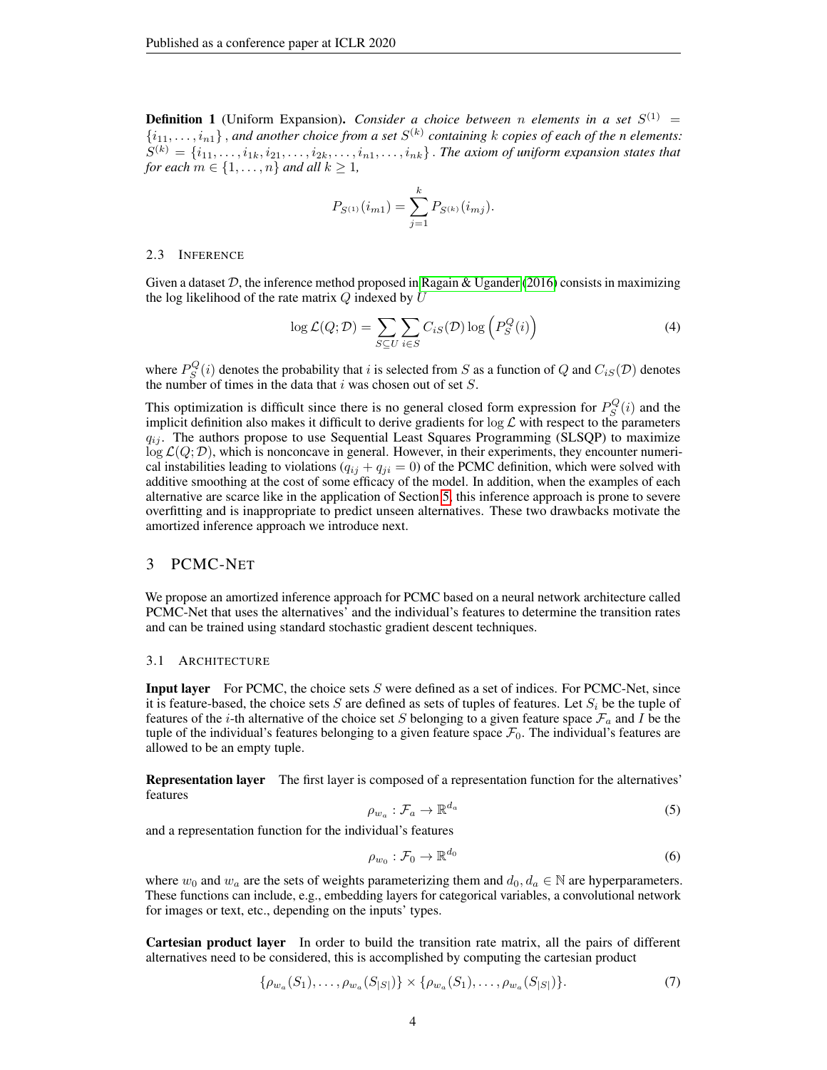**Definition 1** (Uniform Expansion). *Consider a choice between* $n$ *elements in a set* $S^{(1)} = \{i_{11}, \ldots, i_{n1}\}$ *, and another choice from a set* $S^{(k)}$ *containing* $k$ *copies of each of the n elements:* $S^{(k)} = \{i_{11}, \ldots, i_{1k}, i_{21}, \ldots, i_{2k}, \ldots, i_{n1}, \ldots, i_{nk}\}$ *. The axiom of uniform expansion states that for each* $m \in \{1, \ldots, n\}$ *and all* $k \geq 1$*,*

$$P_{S^{(1)}}(i_{m1}) = \sum_{j=1}^{k} P_{S^{(k)}}(i_{mj}).$$

### 2.3 Inference

Given a dataset $\mathcal{D}$, the inference method proposed in Ragain & Ugander (2016) consists in maximizing the log likelihood of the rate matrix $Q$ indexed by $U$

$$\log \mathcal{L}(Q; \mathcal{D}) = \sum_{S \subseteq U} \sum_{i \in S} C_{iS}(\mathcal{D}) \log \left( P_S^Q(i) \right) \tag{4}$$

where $P_S^Q(i)$ denotes the probability that $i$ is selected from $S$ as a function of $Q$ and $C_{iS}(\mathcal{D})$ denotes the number of times in the data that $i$ was chosen out of set $S$.

This optimization is difficult since there is no general closed form expression for $P_S^Q(i)$ and the implicit definition also makes it difficult to derive gradients for $\log \mathcal{L}$ with respect to the parameters $q_{ij}$. The authors propose to use Sequential Least Squares Programming (SLSQP) to maximize $\log \mathcal{L}(Q; \mathcal{D})$, which is nonconcave in general. However, in their experiments, they encounter numerical instabilities leading to violations ($q_{ij} + q_{ji} = 0$) of the PCMC definition, which were solved with additive smoothing at the cost of some efficacy of the model. In addition, when the examples of each alternative are scarce like in the application of Section 5, this inference approach is prone to severe overfitting and is inappropriate to predict unseen alternatives. These two drawbacks motivate the amortized inference approach we introduce next.

## 3 PCMC-Net

We propose an amortized inference approach for PCMC based on a neural network architecture called PCMC-Net that uses the alternatives' and the individual's features to determine the transition rates and can be trained using standard stochastic gradient descent techniques.

### 3.1 Architecture

**Input layer** For PCMC, the choice sets $S$ were defined as a set of indices. For PCMC-Net, since it is feature-based, the choice sets $S$ are defined as sets of tuples of features. Let $S_i$ be the tuple of features of the $i$-th alternative of the choice set $S$ belonging to a given feature space $\mathcal{F}_a$ and $I$ be the tuple of the individual's features belonging to a given feature space $\mathcal{F}_0$. The individual's features are allowed to be an empty tuple.

**Representation layer** The first layer is composed of a representation function for the alternatives' features

$$\rho_{w_a} : \mathcal{F}_a \to \mathbb{R}^{d_a} \tag{5}$$

and a representation function for the individual's features

$$\rho_{w_0} : \mathcal{F}_0 \to \mathbb{R}^{d_0} \tag{6}$$

where $w_0$ and $w_a$ are the sets of weights parameterizing them and $d_0, d_a \in \mathbb{N}$ are hyperparameters. These functions can include, e.g., embedding layers for categorical variables, a convolutional network for images or text, etc., depending on the inputs' types.

**Cartesian product layer** In order to build the transition rate matrix, all the pairs of different alternatives need to be considered, this is accomplished by computing the cartesian product

$$\{\rho_{w_a}(S_1), \ldots, \rho_{w_a}(S_{|S|})\} \times \{\rho_{w_a}(S_1), \ldots, \rho_{w_a}(S_{|S|})\}. \tag{7}$$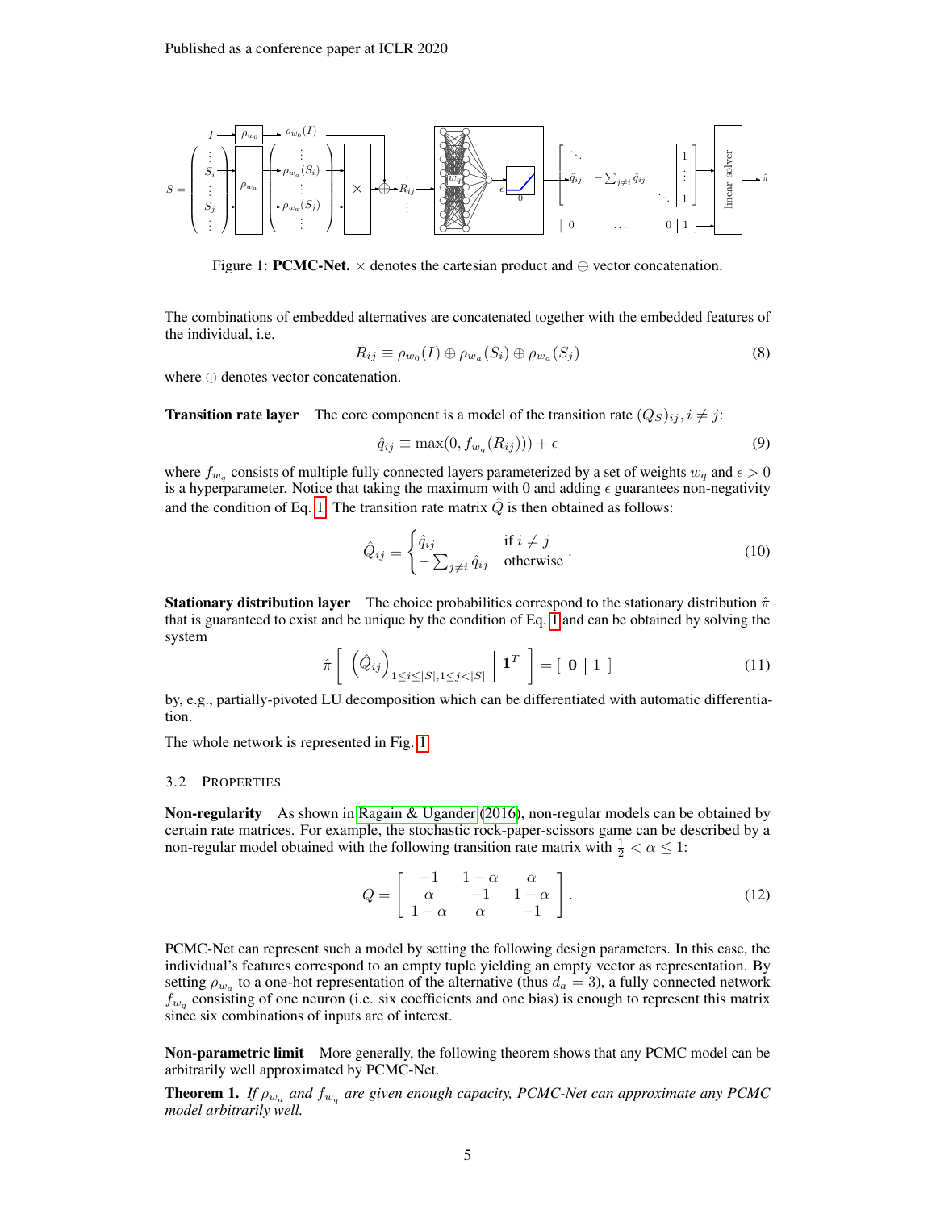Figure 1: **PCMC-Net.** $\times$ denotes the cartesian product and $\oplus$ vector concatenation.

The combinations of embedded alternatives are concatenated together with the embedded features of the individual, i.e.

$$R_{ij} \equiv \rho_{w_0}(I) \oplus \rho_{w_a}(S_i) \oplus \rho_{w_a}(S_j) \tag{8}$$

where $\oplus$ denotes vector concatenation.

**Transition rate layer** The core component is a model of the transition rate $(Q_S)_{ij}, i \neq j$:

$$\hat{q}_{ij} \equiv \max(0, f_{w_q}(R_{ij}))) + \epsilon \tag{9}$$

where $f_{w_q}$ consists of multiple fully connected layers parameterized by a set of weights $w_q$ and $\epsilon > 0$ is a hyperparameter. Notice that taking the maximum with 0 and adding $\epsilon$ guarantees non-negativity and the condition of Eq. 1. The transition rate matrix $\hat{Q}$ is then obtained as follows:

$$\hat{Q}_{ij} \equiv \begin{cases} \hat{q}_{ij} & \text{if } i \neq j \\ -\sum_{j \neq i} \hat{q}_{ij} & \text{otherwise} \end{cases} . \tag{10}$$

**Stationary distribution layer** The choice probabilities correspond to the stationary distribution $\hat{\pi}$ that is guaranteed to exist and be unique by the condition of Eq. 1 and can be obtained by solving the system

$$\hat{\pi} \left[ \ \left(\hat{Q}_{ij}\right)_{1 \leq i \leq |S|, 1 \leq j < |S|} \ \middle| \ \mathbf{1}^T \ \right] = \left[ \ \mathbf{0} \ \middle| \ 1 \ \right] \tag{11}$$

by, e.g., partially-pivoted LU decomposition which can be differentiated with automatic differentiation.

The whole network is represented in Fig. 1.

### 3.2 Properties

**Non-regularity** As shown in Ragain & Ugander (2016), non-regular models can be obtained by certain rate matrices. For example, the stochastic rock-paper-scissors game can be described by a non-regular model obtained with the following transition rate matrix with $\frac{1}{2} < \alpha \leq 1$:

$$Q = \begin{bmatrix} -1 & 1-\alpha & \alpha \\ \alpha & -1 & 1-\alpha \\ 1-\alpha & \alpha & -1 \end{bmatrix}. \tag{12}$$

PCMC-Net can represent such a model by setting the following design parameters. In this case, the individual's features correspond to an empty tuple yielding an empty vector as representation. By setting $\rho_{w_a}$ to a one-hot representation of the alternative (thus $d_a = 3$), a fully connected network $f_{w_q}$ consisting of one neuron (i.e. six coefficients and one bias) is enough to represent this matrix since six combinations of inputs are of interest.

**Non-parametric limit** More generally, the following theorem shows that any PCMC model can be arbitrarily well approximated by PCMC-Net.

**Theorem 1.** *If $\rho_{w_a}$ and $f_{w_q}$ are given enough capacity, PCMC-Net can approximate any PCMC model arbitrarily well.*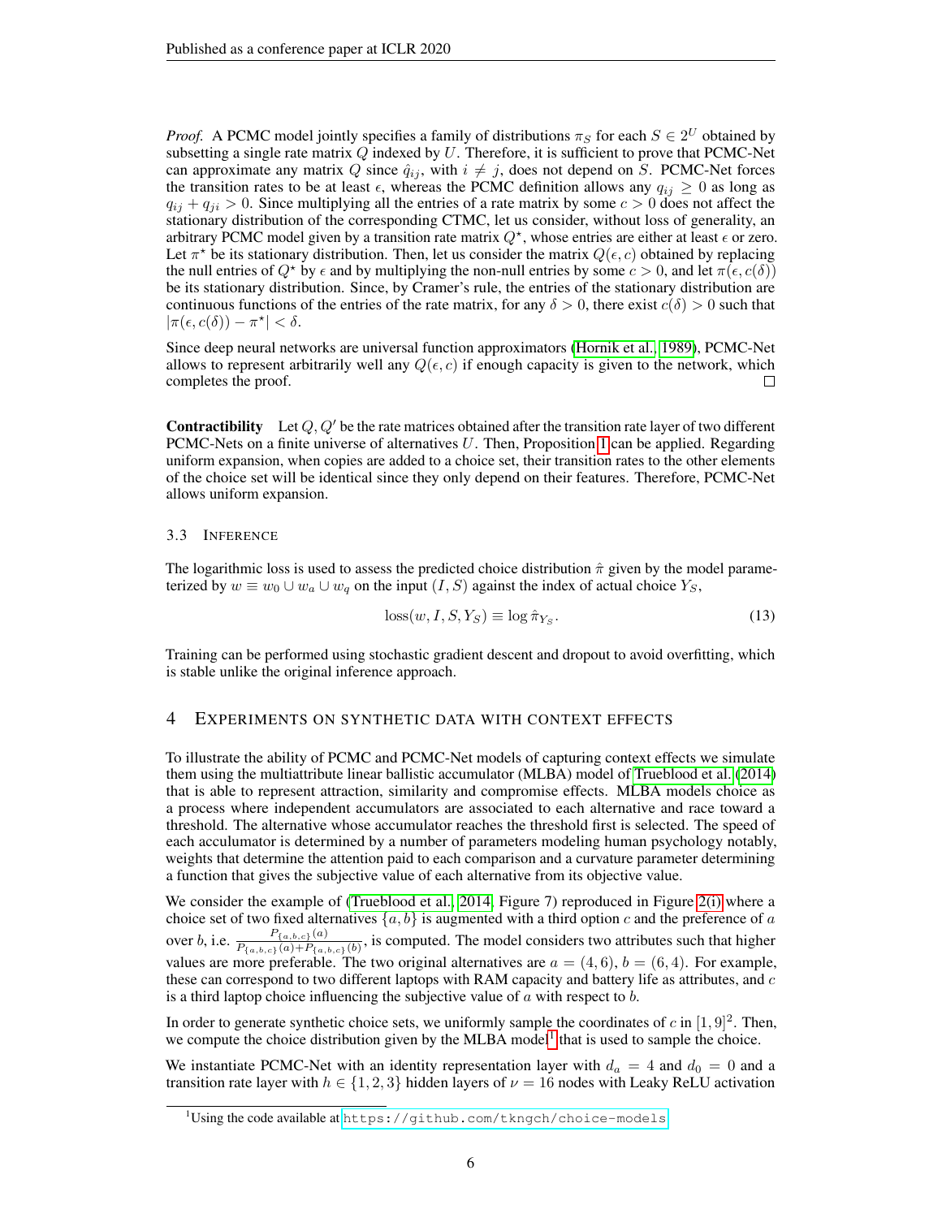*Proof.* A PCMC model jointly specifies a family of distributions $\pi_S$ for each $S \in 2^U$ obtained by subsetting a single rate matrix $Q$ indexed by $U$. Therefore, it is sufficient to prove that PCMC-Net can approximate any matrix $Q$ since $\hat{q}_{ij}$, with $i \neq j$, does not depend on $S$. PCMC-Net forces the transition rates to be at least $\epsilon$, whereas the PCMC definition allows any $q_{ij} \geq 0$ as long as $q_{ij} + q_{ji} > 0$. Since multiplying all the entries of a rate matrix by some $c > 0$ does not affect the stationary distribution of the corresponding CTMC, let us consider, without loss of generality, an arbitrary PCMC model given by a transition rate matrix $Q^\star$, whose entries are either at least $\epsilon$ or zero. Let $\pi^\star$ be its stationary distribution. Then, let us consider the matrix $Q(\epsilon, c)$ obtained by replacing the null entries of $Q^\star$ by $\epsilon$ and by multiplying the non-null entries by some $c > 0$, and let $\pi(\epsilon, c(\delta))$ be its stationary distribution. Since, by Cramer's rule, the entries of the stationary distribution are continuous functions of the entries of the rate matrix, for any $\delta > 0$, there exist $c(\delta) > 0$ such that $|\pi(\epsilon, c(\delta)) - \pi^\star| < \delta$.

Since deep neural networks are universal function approximators (Hornik et al., 1989), PCMC-Net allows to represent arbitrarily well any $Q(\epsilon, c)$ if enough capacity is given to the network, which completes the proof. ☐

**Contractibility** Let $Q, Q'$ be the rate matrices obtained after the transition rate layer of two different PCMC-Nets on a finite universe of alternatives $U$. Then, Proposition 1 can be applied. Regarding uniform expansion, when copies are added to a choice set, their transition rates to the other elements of the choice set will be identical since they only depend on their features. Therefore, PCMC-Net allows uniform expansion.

### 3.3 Inference

The logarithmic loss is used to assess the predicted choice distribution $\hat{\pi}$ given by the model parameterized by $w \equiv w_0 \cup w_a \cup w_q$ on the input $(I, S)$ against the index of actual choice $Y_S$,

$$\text{loss}(w, I, S, Y_S) \equiv \log \hat{\pi}_{Y_S}. \tag{13}$$

Training can be performed using stochastic gradient descent and dropout to avoid overfitting, which is stable unlike the original inference approach.

## 4 Experiments on synthetic data with context effects

To illustrate the ability of PCMC and PCMC-Net models of capturing context effects we simulate them using the multiattribute linear ballistic accumulator (MLBA) model of Trueblood et al. (2014) that is able to represent attraction, similarity and compromise effects. MLBA models choice as a process where independent accumulators are associated to each alternative and race toward a threshold. The alternative whose accumulator reaches the threshold first is selected. The speed of each acculumator is determined by a number of parameters modeling human psychology notably, weights that determine the attention paid to each comparison and a curvature parameter determining a function that gives the subjective value of each alternative from its objective value.

We consider the example of (Trueblood et al., 2014, Figure 7) reproduced in Figure 2(i) where a choice set of two fixed alternatives $\{a, b\}$ is augmented with a third option $c$ and the preference of $a$ over $b$, i.e. $\frac{P_{\{a,b,c\}}(a)}{P_{\{a,b,c\}}(a)+P_{\{a,b,c\}}(b)}$, is computed. The model considers two attributes such that higher values are more preferable. The two original alternatives are $a = (4, 6)$, $b = (6, 4)$. For example, these can correspond to two different laptops with RAM capacity and battery life as attributes, and $c$ is a third laptop choice influencing the subjective value of $a$ with respect to $b$.

In order to generate synthetic choice sets, we uniformly sample the coordinates of $c$ in $[1, 9]^2$. Then, we compute the choice distribution given by the MLBA model[1] that is used to sample the choice.

We instantiate PCMC-Net with an identity representation layer with $d_a = 4$ and $d_0 = 0$ and a transition rate layer with $h \in \{1, 2, 3\}$ hidden layers of $\nu = 16$ nodes with Leaky ReLU activation

[1] Using the code available at https://github.com/tkngch/choice-models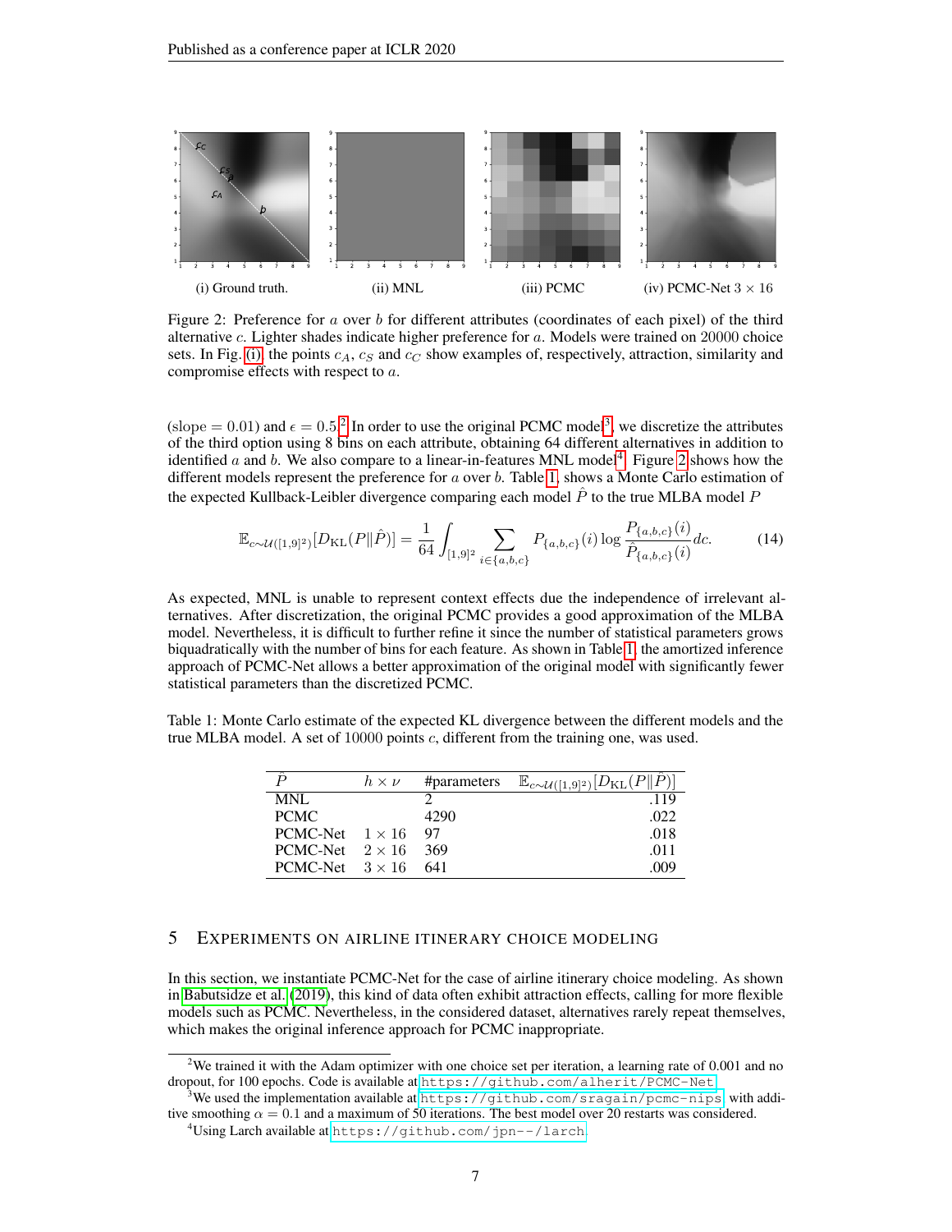(i) Ground truth. (ii) MNL (iii) PCMC (iv) PCMC-Net $3 \times 16$

Figure 2: Preference for $a$ over $b$ for different attributes (coordinates of each pixel) of the third alternative $c$. Lighter shades indicate higher preference for $a$. Models were trained on 20000 choice sets. In Fig. (i) the points $c_A$, $c_S$ and $c_C$ show examples of, respectively, attraction, similarity and compromise effects with respect to $a$.

(slope = 0.01) and $\epsilon = 0.5$.[2] In order to use the original PCMC model[3], we discretize the attributes of the third option using 8 bins on each attribute, obtaining 64 different alternatives in addition to identified $a$ and $b$. We also compare to a linear-in-features MNL model[4]. Figure 2 shows how the different models represent the preference for $a$ over $b$. Table 1, shows a Monte Carlo estimation of the expected Kullback-Leibler divergence comparing each model $\hat{P}$ to the true MLBA model $P$

$$\mathbb{E}_{c\sim\mathcal{U}([1,9]^2)}[D_{\text{KL}}(P\|\hat{P})] = \frac{1}{64}\int_{[1,9]^2} \sum_{i\in\{a,b,c\}} P_{\{a,b,c\}}(i) \log \frac{P_{\{a,b,c\}}(i)}{\hat{P}_{\{a,b,c\}}(i)} dc. \tag{14}$$

As expected, MNL is unable to represent context effects due the independence of irrelevant alternatives. After discretization, the original PCMC provides a good approximation of the MLBA model. Nevertheless, it is difficult to further refine it since the number of statistical parameters grows biquadratically with the number of bins for each feature. As shown in Table 1, the amortized inference approach of PCMC-Net allows a better approximation of the original model with significantly fewer statistical parameters than the discretized PCMC.

Table 1: Monte Carlo estimate of the expected KL divergence between the different models and the true MLBA model. A set of 10000 points $c$, different from the training one, was used.

| $\hat{P}$ | $h \times \nu$ | #parameters | $\mathbb{E}_{c\sim\mathcal{U}([1,9]^2)}[D_{\text{KL}}(P\|\hat{P})]$ |
|---|---|---|---|
| MNL | | 2 | .119 |
| PCMC | | 4290 | .022 |
| PCMC-Net | $1 \times 16$ | 97 | .018 |
| PCMC-Net | $2 \times 16$ | 369 | .011 |
| PCMC-Net | $3 \times 16$ | 641 | .009 |

## 5 Experiments on airline itinerary choice modeling

In this section, we instantiate PCMC-Net for the case of airline itinerary choice modeling. As shown in Babutsidze et al. (2019), this kind of data often exhibit attraction effects, calling for more flexible models such as PCMC. Nevertheless, in the considered dataset, alternatives rarely repeat themselves, which makes the original inference approach for PCMC inappropriate.

[2] We trained it with the Adam optimizer with one choice set per iteration, a learning rate of 0.001 and no dropout, for 100 epochs. Code is available at https://github.com/alherit/PCMC-Net.

[3] We used the implementation available at https://github.com/sragain/pcmc-nips with additive smoothing $\alpha = 0.1$ and a maximum of 50 iterations. The best model over 20 restarts was considered.

[4] Using Larch available at https://github.com/jpn--/larch.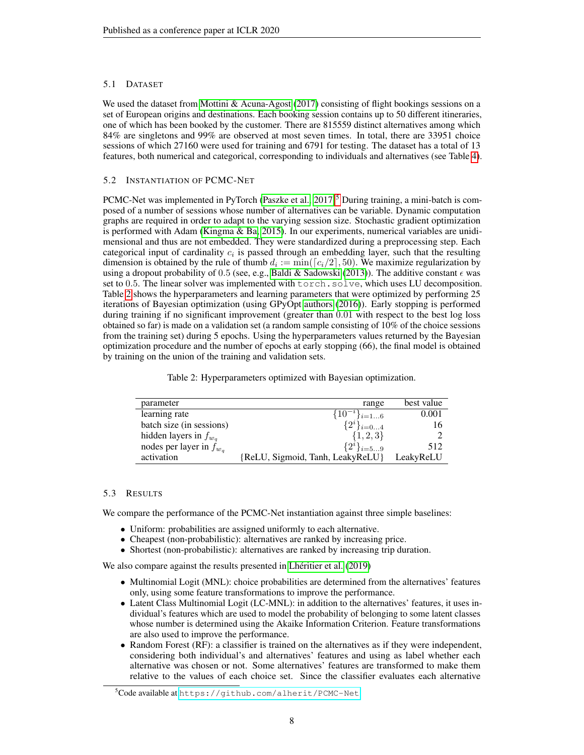### 5.1 Dataset

We used the dataset from Mottini & Acuna-Agost (2017) consisting of flight bookings sessions on a set of European origins and destinations. Each booking session contains up to 50 different itineraries, one of which has been booked by the customer. There are 815559 distinct alternatives among which 84% are singletons and 99% are observed at most seven times. In total, there are 33951 choice sessions of which 27160 were used for training and 6791 for testing. The dataset has a total of 13 features, both numerical and categorical, corresponding to individuals and alternatives (see Table 4).

### 5.2 Instantiation of PCMC-Net

PCMC-Net was implemented in PyTorch (Paszke et al., 2017)[5]. During training, a mini-batch is composed of a number of sessions whose number of alternatives can be variable. Dynamic computation graphs are required in order to adapt to the varying session size. Stochastic gradient optimization is performed with Adam (Kingma & Ba, 2015). In our experiments, numerical variables are unidimensional and thus are not embedded. They were standardized during a preprocessing step. Each categorical input of cardinality $c_i$ is passed through an embedding layer, such that the resulting dimension is obtained by the rule of thumb $d_i := \min(\lceil c_i/2 \rceil, 50)$. We maximize regularization by using a dropout probability of 0.5 (see, e.g., Baldi & Sadowski (2013)). The additive constant $\epsilon$ was set to 0.5. The linear solver was implemented with `torch.solve`, which uses LU decomposition. Table 2 shows the hyperparameters and learning parameters that were optimized by performing 25 iterations of Bayesian optimization (using GPyOpt authors (2016)). Early stopping is performed during training if no significant improvement (greater than 0.01 with respect to the best log loss obtained so far) is made on a validation set (a random sample consisting of 10% of the choice sessions from the training set) during 5 epochs. Using the hyperparameters values returned by the Bayesian optimization procedure and the number of epochs at early stopping (66), the final model is obtained by training on the union of the training and validation sets.

Table 2: Hyperparameters optimized with Bayesian optimization.

| parameter | range | best value |
|---|---|---|
| learning rate | $\{10^{-i}\}_{i=1\ldots6}$ | 0.001 |
| batch size (in sessions) | $\{2^i\}_{i=0\ldots4}$ | 16 |
| hidden layers in $f_{w_q}$ | $\{1, 2, 3\}$ | 2 |
| nodes per layer in $f_{w_q}$ | $\{2^i\}_{i=5\ldots9}$ | 512 |
| activation | {ReLU, Sigmoid, Tanh, LeakyReLU} | LeakyReLU |

### 5.3 Results

We compare the performance of the PCMC-Net instantiation against three simple baselines:

- Uniform: probabilities are assigned uniformly to each alternative.
- Cheapest (non-probabilistic): alternatives are ranked by increasing price.
- Shortest (non-probabilistic): alternatives are ranked by increasing trip duration.

We also compare against the results presented in Lhéritier et al. (2019)

- Multinomial Logit (MNL): choice probabilities are determined from the alternatives' features only, using some feature transformations to improve the performance.
- Latent Class Multinomial Logit (LC-MNL): in addition to the alternatives' features, it uses individual's features which are used to model the probability of belonging to some latent classes whose number is determined using the Akaike Information Criterion. Feature transformations are also used to improve the performance.
- Random Forest (RF): a classifier is trained on the alternatives as if they were independent, considering both individual's and alternatives' features and using as label whether each alternative was chosen or not. Some alternatives' features are transformed to make them relative to the values of each choice set. Since the classifier evaluates each alternative

[5] Code available at https://github.com/alherit/PCMC-Net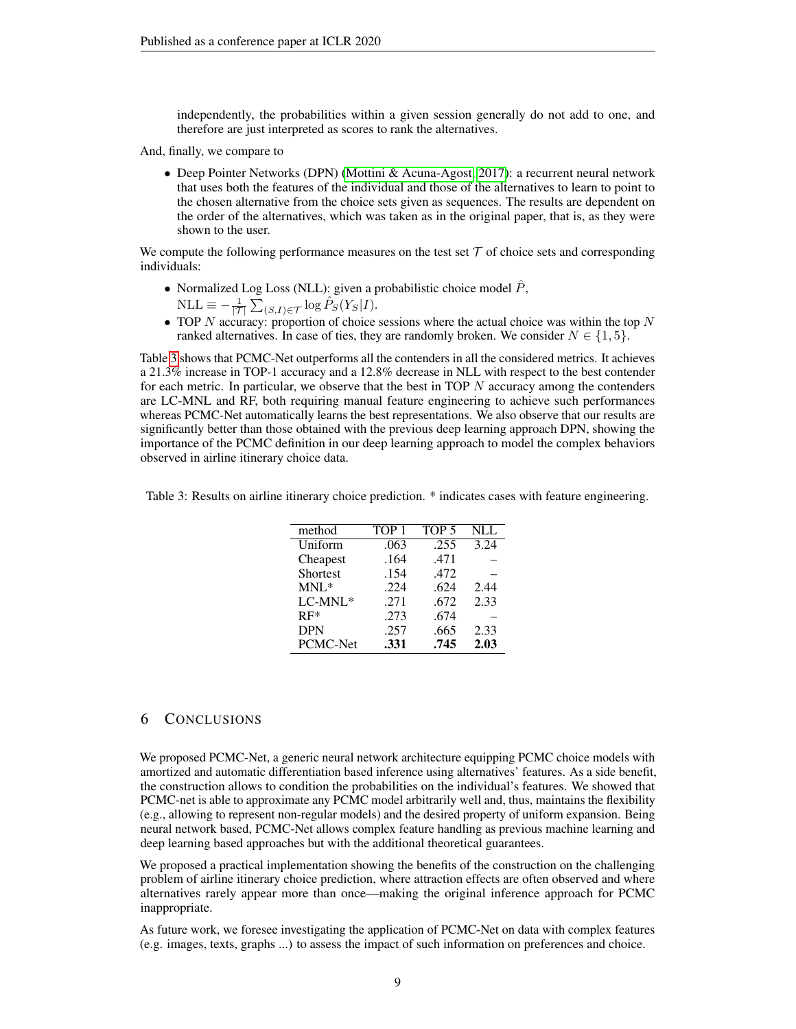independently, the probabilities within a given session generally do not add to one, and therefore are just interpreted as scores to rank the alternatives.

And, finally, we compare to

- Deep Pointer Networks (DPN) (Mottini & Acuna-Agost, 2017): a recurrent neural network that uses both the features of the individual and those of the alternatives to learn to point to the chosen alternative from the choice sets given as sequences. The results are dependent on the order of the alternatives, which was taken as in the original paper, that is, as they were shown to the user.

We compute the following performance measures on the test set $\mathcal{T}$ of choice sets and corresponding individuals:

- Normalized Log Loss (NLL): given a probabilistic choice model $\hat{P}$, $\text{NLL} \equiv -\frac{1}{|\mathcal{T}|}\sum_{(S,I)\in\mathcal{T}} \log \hat{P}_S(Y_S|I)$.
- TOP $N$ accuracy: proportion of choice sessions where the actual choice was within the top $N$ ranked alternatives. In case of ties, they are randomly broken. We consider $N \in \{1, 5\}$.

Table 3 shows that PCMC-Net outperforms all the contenders in all the considered metrics. It achieves a 21.3% increase in TOP-1 accuracy and a 12.8% decrease in NLL with respect to the best contender for each metric. In particular, we observe that the best in TOP $N$ accuracy among the contenders are LC-MNL and RF, both requiring manual feature engineering to achieve such performances whereas PCMC-Net automatically learns the best representations. We also observe that our results are significantly better than those obtained with the previous deep learning approach DPN, showing the importance of the PCMC definition in our deep learning approach to model the complex behaviors observed in airline itinerary choice data.

Table 3: Results on airline itinerary choice prediction. * indicates cases with feature engineering.

| method | TOP 1 | TOP 5 | NLL |
|---|---|---|---|
| Uniform | .063 | .255 | 3.24 |
| Cheapest | .164 | .471 | – |
| Shortest | .154 | .472 | – |
| MNL* | .224 | .624 | 2.44 |
| LC-MNL* | .271 | .672 | 2.33 |
| RF* | .273 | .674 | – |
| DPN | .257 | .665 | 2.33 |
| PCMC-Net | **.331** | **.745** | **2.03** |

## 6 Conclusions

We proposed PCMC-Net, a generic neural network architecture equipping PCMC choice models with amortized and automatic differentiation based inference using alternatives' features. As a side benefit, the construction allows to condition the probabilities on the individual's features. We showed that PCMC-net is able to approximate any PCMC model arbitrarily well and, thus, maintains the flexibility (e.g., allowing to represent non-regular models) and the desired property of uniform expansion. Being neural network based, PCMC-Net allows complex feature handling as previous machine learning and deep learning based approaches but with the additional theoretical guarantees.

We proposed a practical implementation showing the benefits of the construction on the challenging problem of airline itinerary choice prediction, where attraction effects are often observed and where alternatives rarely appear more than once—making the original inference approach for PCMC inappropriate.

As future work, we foresee investigating the application of PCMC-Net on data with complex features (e.g. images, texts, graphs ...) to assess the impact of such information on preferences and choice.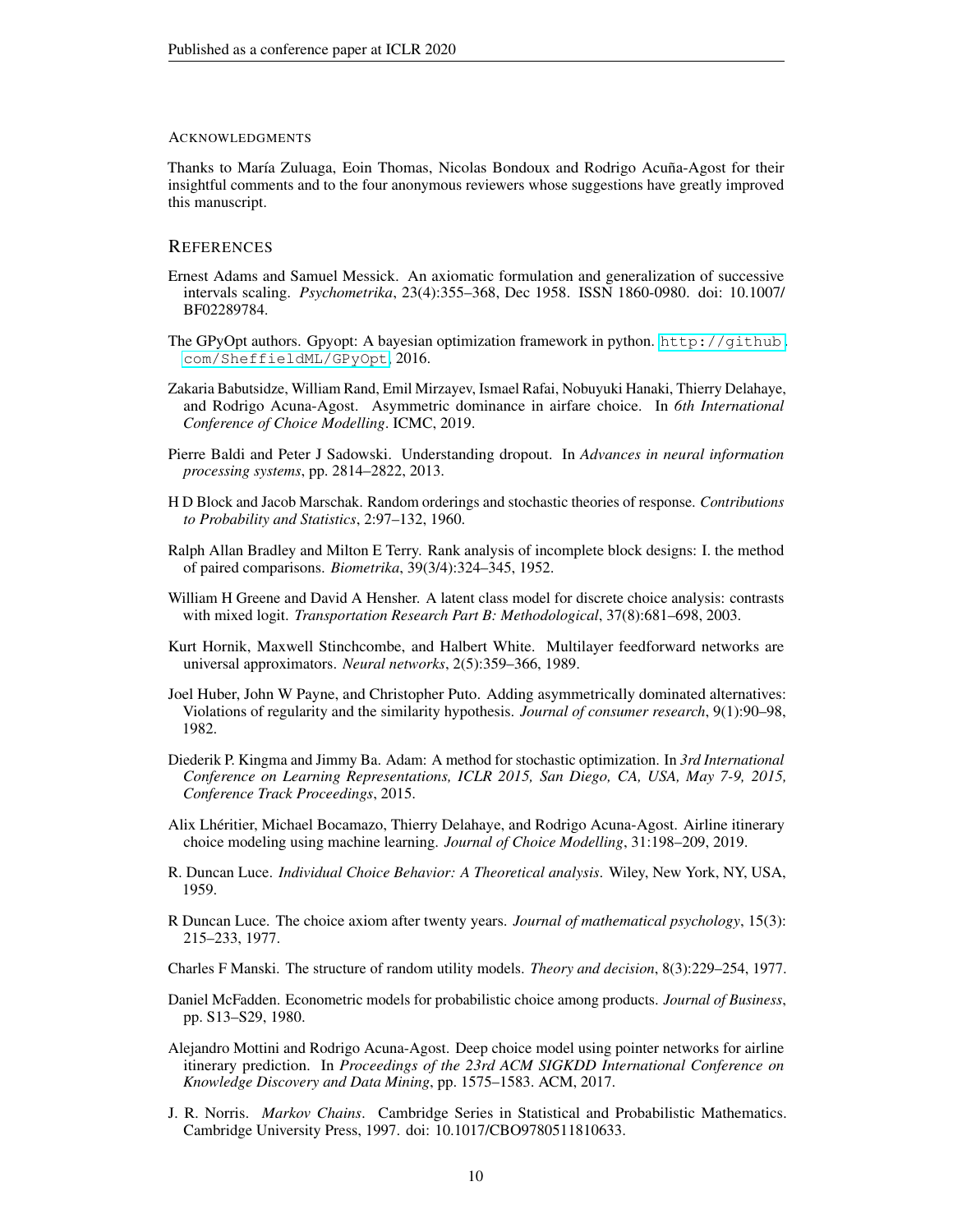## Acknowledgments

Thanks to María Zuluaga, Eoin Thomas, Nicolas Bondoux and Rodrigo Acuña-Agost for their insightful comments and to the four anonymous reviewers whose suggestions have greatly improved this manuscript.

## References

Ernest Adams and Samuel Messick. An axiomatic formulation and generalization of successive intervals scaling. *Psychometrika*, 23(4):355–368, Dec 1958. ISSN 1860-0980. doi: 10.1007/BF02289784.

The GPyOpt authors. Gpyopt: A bayesian optimization framework in python. http://github.com/SheffieldML/GPyOpt, 2016.

Zakaria Babutsidze, William Rand, Emil Mirzayev, Ismael Rafai, Nobuyuki Hanaki, Thierry Delahaye, and Rodrigo Acuna-Agost. Asymmetric dominance in airfare choice. In *6th International Conference of Choice Modelling*. ICMC, 2019.

Pierre Baldi and Peter J Sadowski. Understanding dropout. In *Advances in neural information processing systems*, pp. 2814–2822, 2013.

H D Block and Jacob Marschak. Random orderings and stochastic theories of response. *Contributions to Probability and Statistics*, 2:97–132, 1960.

Ralph Allan Bradley and Milton E Terry. Rank analysis of incomplete block designs: I. the method of paired comparisons. *Biometrika*, 39(3/4):324–345, 1952.

William H Greene and David A Hensher. A latent class model for discrete choice analysis: contrasts with mixed logit. *Transportation Research Part B: Methodological*, 37(8):681–698, 2003.

Kurt Hornik, Maxwell Stinchcombe, and Halbert White. Multilayer feedforward networks are universal approximators. *Neural networks*, 2(5):359–366, 1989.

Joel Huber, John W Payne, and Christopher Puto. Adding asymmetrically dominated alternatives: Violations of regularity and the similarity hypothesis. *Journal of consumer research*, 9(1):90–98, 1982.

Diederik P. Kingma and Jimmy Ba. Adam: A method for stochastic optimization. In *3rd International Conference on Learning Representations, ICLR 2015, San Diego, CA, USA, May 7-9, 2015, Conference Track Proceedings*, 2015.

Alix Lhéritier, Michael Bocamazo, Thierry Delahaye, and Rodrigo Acuna-Agost. Airline itinerary choice modeling using machine learning. *Journal of Choice Modelling*, 31:198–209, 2019.

R. Duncan Luce. *Individual Choice Behavior: A Theoretical analysis*. Wiley, New York, NY, USA, 1959.

R Duncan Luce. The choice axiom after twenty years. *Journal of mathematical psychology*, 15(3): 215–233, 1977.

Charles F Manski. The structure of random utility models. *Theory and decision*, 8(3):229–254, 1977.

Daniel McFadden. Econometric models for probabilistic choice among products. *Journal of Business*, pp. S13–S29, 1980.

Alejandro Mottini and Rodrigo Acuna-Agost. Deep choice model using pointer networks for airline itinerary prediction. In *Proceedings of the 23rd ACM SIGKDD International Conference on Knowledge Discovery and Data Mining*, pp. 1575–1583. ACM, 2017.

J. R. Norris. *Markov Chains*. Cambridge Series in Statistical and Probabilistic Mathematics. Cambridge University Press, 1997. doi: 10.1017/CBO9780511810633.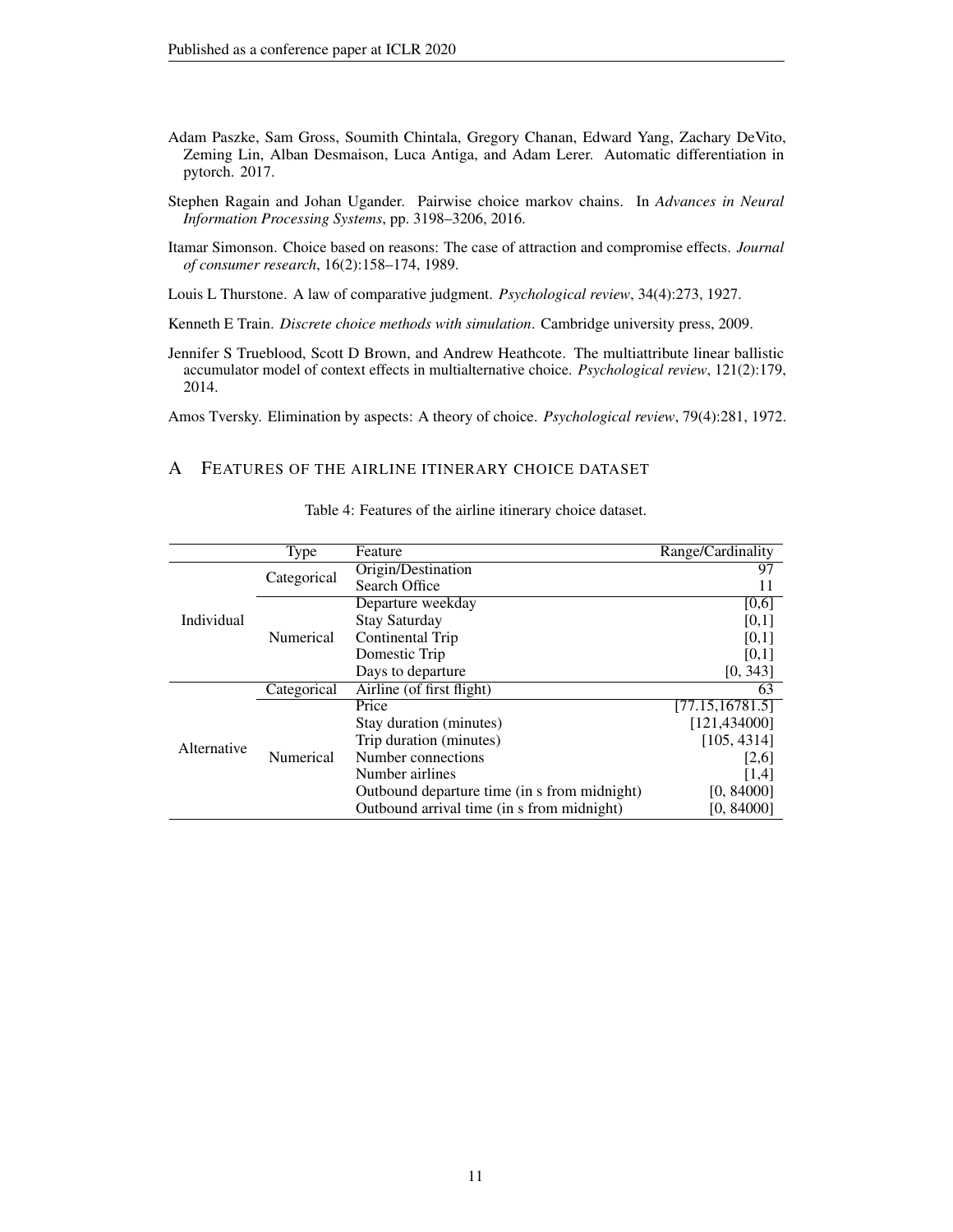Adam Paszke, Sam Gross, Soumith Chintala, Gregory Chanan, Edward Yang, Zachary DeVito, Zeming Lin, Alban Desmaison, Luca Antiga, and Adam Lerer. Automatic differentiation in pytorch. 2017.

Stephen Ragain and Johan Ugander. Pairwise choice markov chains. In *Advances in Neural Information Processing Systems*, pp. 3198–3206, 2016.

Itamar Simonson. Choice based on reasons: The case of attraction and compromise effects. *Journal of consumer research*, 16(2):158–174, 1989.

Louis L Thurstone. A law of comparative judgment. *Psychological review*, 34(4):273, 1927.

Kenneth E Train. *Discrete choice methods with simulation*. Cambridge university press, 2009.

Jennifer S Trueblood, Scott D Brown, and Andrew Heathcote. The multiattribute linear ballistic accumulator model of context effects in multialternative choice. *Psychological review*, 121(2):179, 2014.

Amos Tversky. Elimination by aspects: A theory of choice. *Psychological review*, 79(4):281, 1972.

## A Features of the airline itinerary choice dataset

Table 4: Features of the airline itinerary choice dataset.

| | Type | Feature | Range/Cardinality |
|---|---|---|---|
| Individual | Categorical | Origin/Destination | 97 |
| | | Search Office | 11 |
| | Numerical | Departure weekday | [0,6] |
| | | Stay Saturday | [0,1] |
| | | Continental Trip | [0,1] |
| | | Domestic Trip | [0,1] |
| | | Days to departure | [0, 343] |
| Alternative | Categorical | Airline (of first flight) | 63 |
| | Numerical | Price | [77.15,16781.5] |
| | | Stay duration (minutes) | [121,434000] |
| | | Trip duration (minutes) | [105, 4314] |
| | | Number connections | [2,6] |
| | | Number airlines | [1,4] |
| | | Outbound departure time (in s from midnight) | [0, 84000] |
| | | Outbound arrival time (in s from midnight) | [0, 84000] |